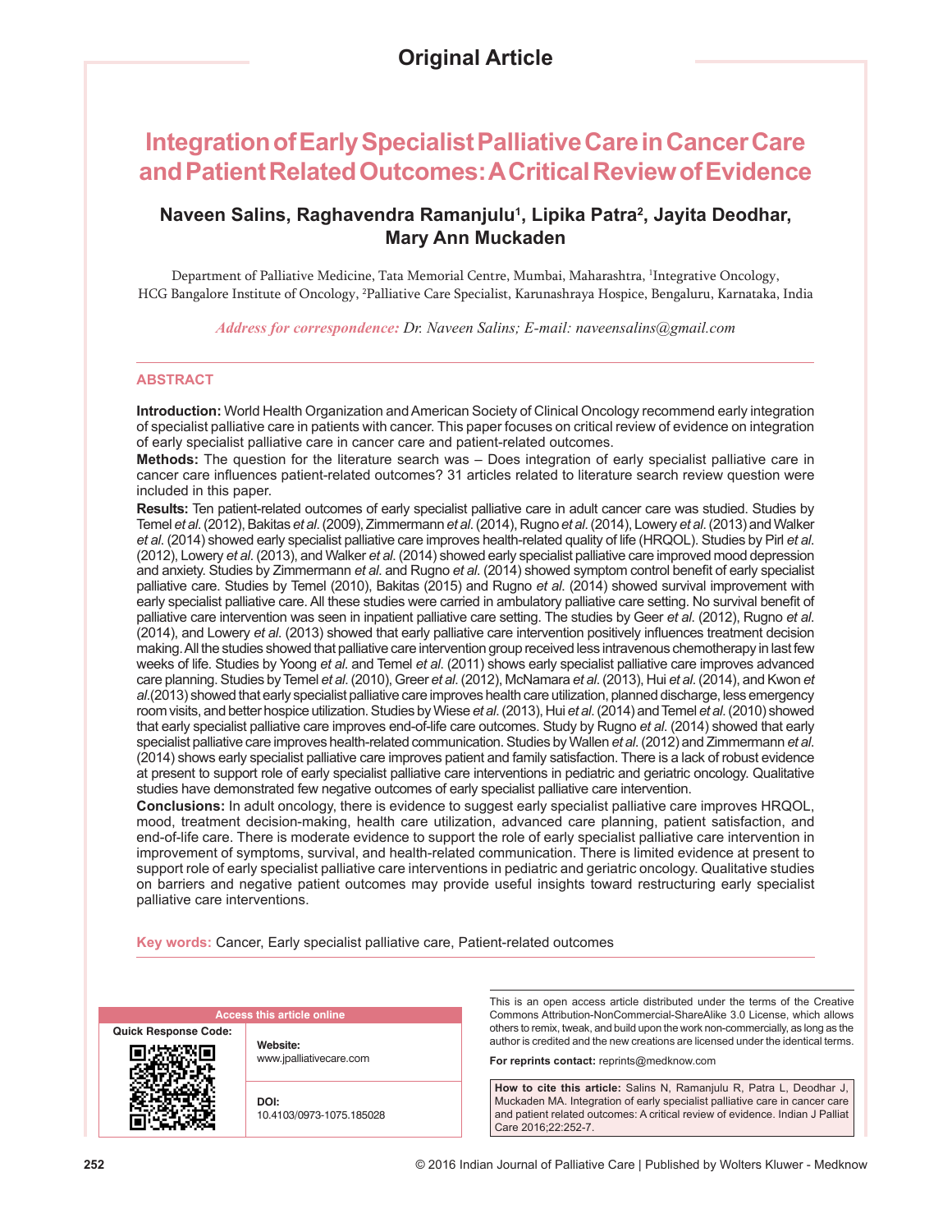Original Article

# Integration of Early Specialist Palliative Care in Cancer Care and Patient Related Outcomes: A Critical Review of Evidence

**Naveen Salins, Raghavendra Ramanjulu[1], Lipika Patra[2], Jayita Deodhar, Mary Ann Muckaden**

Department of Palliative Medicine, Tata Memorial Centre, Mumbai, Maharashtra, [1]Integrative Oncology, HCG Bangalore Institute of Oncology, [2]Palliative Care Specialist, Karunashraya Hospice, Bengaluru, Karnataka, India

*Address for correspondence: Dr. Naveen Salins; E-mail: naveensalins@gmail.com*

## ABSTRACT

**Introduction:** World Health Organization and American Society of Clinical Oncology recommend early integration of specialist palliative care in patients with cancer. This paper focuses on critical review of evidence on integration of early specialist palliative care in cancer care and patient-related outcomes.

**Methods:** The question for the literature search was – Does integration of early specialist palliative care in cancer care influences patient-related outcomes? 31 articles related to literature search review question were included in this paper.

**Results:** Ten patient-related outcomes of early specialist palliative care in adult cancer care was studied. Studies by Temel *et al*. (2012), Bakitas *et al*. (2009), Zimmermann *et al*. (2014), Rugno *et al*. (2014), Lowery *et al*. (2013) and Walker *et al*. (2014) showed early specialist palliative care improves health-related quality of life (HRQOL). Studies by Pirl *et al*. (2012), Lowery *et al*. (2013), and Walker *et al*. (2014) showed early specialist palliative care improved mood depression and anxiety. Studies by Zimmermann *et al*. and Rugno *et al*. (2014) showed symptom control benefit of early specialist palliative care. Studies by Temel (2010), Bakitas (2015) and Rugno *et al*. (2014) showed survival improvement with early specialist palliative care. All these studies were carried in ambulatory palliative care setting. No survival benefit of palliative care intervention was seen in inpatient palliative care setting. The studies by Geer *et al*. (2012), Rugno *et al*. (2014), and Lowery *et al*. (2013) showed that early palliative care intervention positively influences treatment decision making. All the studies showed that palliative care intervention group received less intravenous chemotherapy in last few weeks of life. Studies by Yoong *et al*. and Temel *et al*. (2011) shows early specialist palliative care improves advanced care planning. Studies by Temel *et al*. (2010), Greer *et al*. (2012), McNamara *et al*. (2013), Hui *et al*. (2014), and Kwon *et al*.(2013) showed that early specialist palliative care improves health care utilization, planned discharge, less emergency room visits, and better hospice utilization. Studies by Wiese *et al*. (2013), Hui *et al*. (2014) and Temel *et al*. (2010) showed that early specialist palliative care improves end-of-life care outcomes. Study by Rugno *et al*. (2014) showed that early specialist palliative care improves health-related communication. Studies by Wallen *et al*. (2012) and Zimmermann *et al*. (2014) shows early specialist palliative care improves patient and family satisfaction. There is a lack of robust evidence at present to support role of early specialist palliative care interventions in pediatric and geriatric oncology. Qualitative studies have demonstrated few negative outcomes of early specialist palliative care intervention.

**Conclusions:** In adult oncology, there is evidence to suggest early specialist palliative care improves HRQOL, mood, treatment decision-making, health care utilization, advanced care planning, patient satisfaction, and end-of-life care. There is moderate evidence to support the role of early specialist palliative care intervention in improvement of symptoms, survival, and health-related communication. There is limited evidence at present to support role of early specialist palliative care interventions in pediatric and geriatric oncology. Qualitative studies on barriers and negative patient outcomes may provide useful insights toward restructuring early specialist palliative care interventions.

**Key words:** Cancer, Early specialist palliative care, Patient-related outcomes

| Access this article online | |
|---|---|
| Quick Response Code: | **Website:** www.jpalliativecare.com |
| | **DOI:** 10.4103/0973-1075.185028 |

This is an open access article distributed under the terms of the Creative Commons Attribution-NonCommercial-ShareAlike 3.0 License, which allows others to remix, tweak, and build upon the work non-commercially, as long as the author is credited and the new creations are licensed under the identical terms.

**For reprints contact:** reprints@medknow.com

**How to cite this article:** Salins N, Ramanjulu R, Patra L, Deodhar J, Muckaden MA. Integration of early specialist palliative care in cancer care and patient related outcomes: A critical review of evidence. Indian J Palliat Care 2016;22:252-7.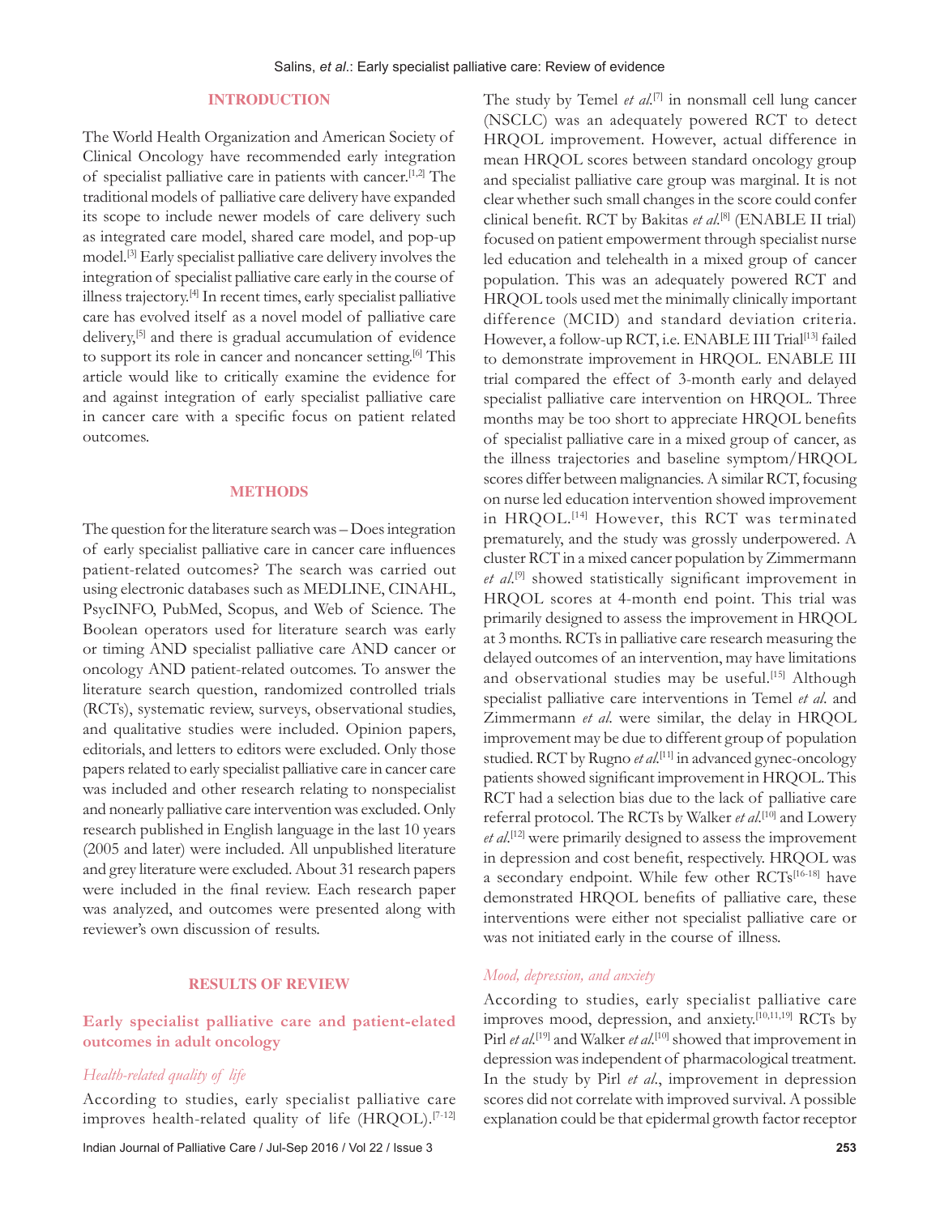## INTRODUCTION

The World Health Organization and American Society of Clinical Oncology have recommended early integration of specialist palliative care in patients with cancer.[1,2] The traditional models of palliative care delivery have expanded its scope to include newer models of care delivery such as integrated care model, shared care model, and pop-up model.[3] Early specialist palliative care delivery involves the integration of specialist palliative care early in the course of illness trajectory.[4] In recent times, early specialist palliative care has evolved itself as a novel model of palliative care delivery,[5] and there is gradual accumulation of evidence to support its role in cancer and noncancer setting.[6] This article would like to critically examine the evidence for and against integration of early specialist palliative care in cancer care with a specific focus on patient related outcomes.

## METHODS

The question for the literature search was – Does integration of early specialist palliative care in cancer care influences patient-related outcomes? The search was carried out using electronic databases such as MEDLINE, CINAHL, PsycINFO, PubMed, Scopus, and Web of Science. The Boolean operators used for literature search was early or timing AND specialist palliative care AND cancer or oncology AND patient-related outcomes. To answer the literature search question, randomized controlled trials (RCTs), systematic review, surveys, observational studies, and qualitative studies were included. Opinion papers, editorials, and letters to editors were excluded. Only those papers related to early specialist palliative care in cancer care was included and other research relating to nonspecialist and nonearly palliative care intervention was excluded. Only research published in English language in the last 10 years (2005 and later) were included. All unpublished literature and grey literature were excluded. About 31 research papers were included in the final review. Each research paper was analyzed, and outcomes were presented along with reviewer's own discussion of results.

## RESULTS OF REVIEW

### Early specialist palliative care and patient-elated outcomes in adult oncology

#### *Health-related quality of life*

According to studies, early specialist palliative care improves health-related quality of life (HRQOL).[7-12] The study by Temel *et al*.[7] in nonsmall cell lung cancer (NSCLC) was an adequately powered RCT to detect HRQOL improvement. However, actual difference in mean HRQOL scores between standard oncology group and specialist palliative care group was marginal. It is not clear whether such small changes in the score could confer clinical benefit. RCT by Bakitas *et al*.[8] (ENABLE II trial) focused on patient empowerment through specialist nurse led education and telehealth in a mixed group of cancer population. This was an adequately powered RCT and HRQOL tools used met the minimally clinically important difference (MCID) and standard deviation criteria. However, a follow-up RCT, i.e. ENABLE III Trial[13] failed to demonstrate improvement in HRQOL. ENABLE III trial compared the effect of 3-month early and delayed specialist palliative care intervention on HRQOL. Three months may be too short to appreciate HRQOL benefits of specialist palliative care in a mixed group of cancer, as the illness trajectories and baseline symptom/HRQOL scores differ between malignancies. A similar RCT, focusing on nurse led education intervention showed improvement in HRQOL.[14] However, this RCT was terminated prematurely, and the study was grossly underpowered. A cluster RCT in a mixed cancer population by Zimmermann *et al*.[9] showed statistically significant improvement in HRQOL scores at 4-month end point. This trial was primarily designed to assess the improvement in HRQOL at 3 months. RCTs in palliative care research measuring the delayed outcomes of an intervention, may have limitations and observational studies may be useful.[15] Although specialist palliative care interventions in Temel *et al.* and Zimmermann *et al.* were similar, the delay in HRQOL improvement may be due to different group of population studied. RCT by Rugno *et al*.[11] in advanced gynec-oncology patients showed significant improvement in HRQOL. This RCT had a selection bias due to the lack of palliative care referral protocol. The RCTs by Walker *et al*.[10] and Lowery *et al*.[12] were primarily designed to assess the improvement in depression and cost benefit, respectively. HRQOL was a secondary endpoint. While few other RCTs[16-18] have demonstrated HRQOL benefits of palliative care, these interventions were either not specialist palliative care or was not initiated early in the course of illness.

#### *Mood, depression, and anxiety*

According to studies, early specialist palliative care improves mood, depression, and anxiety.[10,11,19] RCTs by Pirl *et al*.[19] and Walker *et al*.[10] showed that improvement in depression was independent of pharmacological treatment. In the study by Pirl *et al*., improvement in depression scores did not correlate with improved survival. A possible explanation could be that epidermal growth factor receptor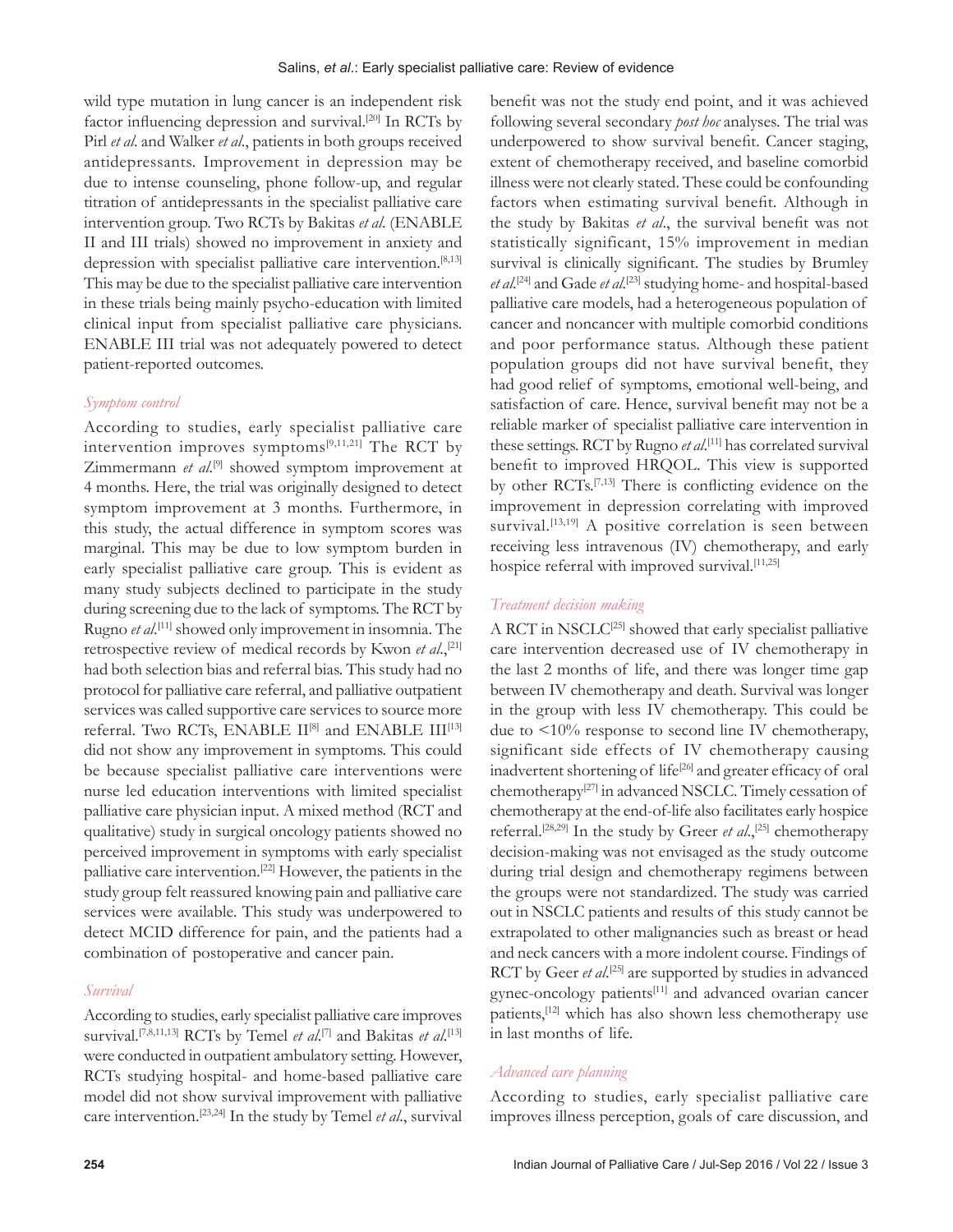wild type mutation in lung cancer is an independent risk factor influencing depression and survival.[20] In RCTs by Pirl *et al*. and Walker *et al*., patients in both groups received antidepressants. Improvement in depression may be due to intense counseling, phone follow-up, and regular titration of antidepressants in the specialist palliative care intervention group. Two RCTs by Bakitas *et al*. (ENABLE II and III trials) showed no improvement in anxiety and depression with specialist palliative care intervention.[8,13] This may be due to the specialist palliative care intervention in these trials being mainly psycho-education with limited clinical input from specialist palliative care physicians. ENABLE III trial was not adequately powered to detect patient-reported outcomes.

### *Symptom control*

According to studies, early specialist palliative care intervention improves symptoms[9,11,21] The RCT by Zimmermann *et al*.[9] showed symptom improvement at 4 months. Here, the trial was originally designed to detect symptom improvement at 3 months. Furthermore, in this study, the actual difference in symptom scores was marginal. This may be due to low symptom burden in early specialist palliative care group. This is evident as many study subjects declined to participate in the study during screening due to the lack of symptoms. The RCT by Rugno *et al*.[11] showed only improvement in insomnia. The retrospective review of medical records by Kwon *et al*.,[21] had both selection bias and referral bias. This study had no protocol for palliative care referral, and palliative outpatient services was called supportive care services to source more referral. Two RCTs, ENABLE II[8] and ENABLE III[13] did not show any improvement in symptoms. This could be because specialist palliative care interventions were nurse led education interventions with limited specialist palliative care physician input. A mixed method (RCT and qualitative) study in surgical oncology patients showed no perceived improvement in symptoms with early specialist palliative care intervention.[22] However, the patients in the study group felt reassured knowing pain and palliative care services were available. This study was underpowered to detect MCID difference for pain, and the patients had a combination of postoperative and cancer pain.

### *Survival*

According to studies, early specialist palliative care improves survival.[7,8,11,13] RCTs by Temel *et al*.[7] and Bakitas *et al*.[13] were conducted in outpatient ambulatory setting. However, RCTs studying hospital- and home-based palliative care model did not show survival improvement with palliative care intervention.[23,24] In the study by Temel *et al*., survival benefit was not the study end point, and it was achieved following several secondary *post hoc* analyses. The trial was underpowered to show survival benefit. Cancer staging, extent of chemotherapy received, and baseline comorbid illness were not clearly stated. These could be confounding factors when estimating survival benefit. Although in the study by Bakitas *et al*., the survival benefit was not statistically significant, 15% improvement in median survival is clinically significant. The studies by Brumley *et al*.[24] and Gade *et al*.[23] studying home- and hospital-based palliative care models, had a heterogeneous population of cancer and noncancer with multiple comorbid conditions and poor performance status. Although these patient population groups did not have survival benefit, they had good relief of symptoms, emotional well-being, and satisfaction of care. Hence, survival benefit may not be a reliable marker of specialist palliative care intervention in these settings. RCT by Rugno *et al*.[11] has correlated survival benefit to improved HRQOL. This view is supported by other RCTs.[7,13] There is conflicting evidence on the improvement in depression correlating with improved survival.[13,19] A positive correlation is seen between receiving less intravenous (IV) chemotherapy, and early hospice referral with improved survival.[11,25]

### *Treatment decision making*

A RCT in NSCLC[25] showed that early specialist palliative care intervention decreased use of IV chemotherapy in the last 2 months of life, and there was longer time gap between IV chemotherapy and death. Survival was longer in the group with less IV chemotherapy. This could be due to <10% response to second line IV chemotherapy, significant side effects of IV chemotherapy causing inadvertent shortening of life[26] and greater efficacy of oral chemotherapy[27] in advanced NSCLC. Timely cessation of chemotherapy at the end-of-life also facilitates early hospice referral.[28,29] In the study by Greer *et al*.,[25] chemotherapy decision-making was not envisaged as the study outcome during trial design and chemotherapy regimens between the groups were not standardized. The study was carried out in NSCLC patients and results of this study cannot be extrapolated to other malignancies such as breast or head and neck cancers with a more indolent course. Findings of RCT by Geer *et al*.[25] are supported by studies in advanced gynec-oncology patients[11] and advanced ovarian cancer patients,[12] which has also shown less chemotherapy use in last months of life.

### *Advanced care planning*

According to studies, early specialist palliative care improves illness perception, goals of care discussion, and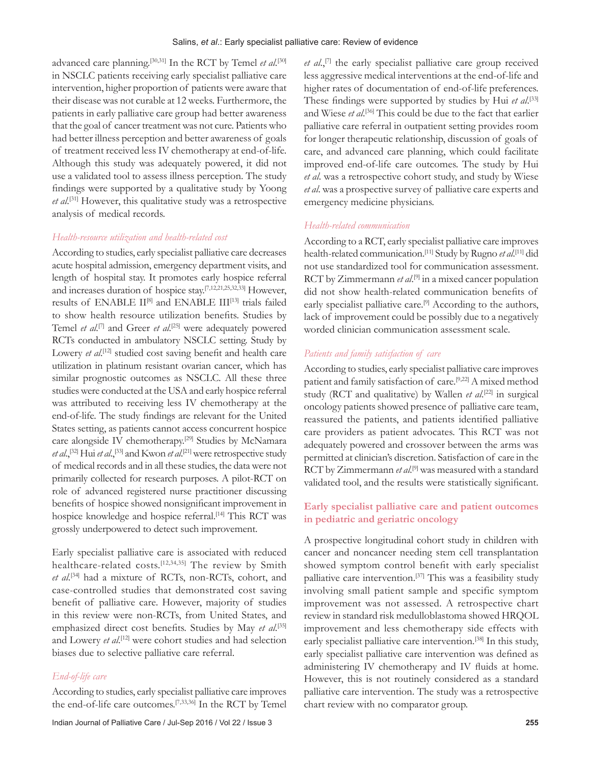advanced care planning.[30,31] In the RCT by Temel *et al*.[30] in NSCLC patients receiving early specialist palliative care intervention, higher proportion of patients were aware that their disease was not curable at 12 weeks. Furthermore, the patients in early palliative care group had better awareness that the goal of cancer treatment was not cure. Patients who had better illness perception and better awareness of goals of treatment received less IV chemotherapy at end-of-life. Although this study was adequately powered, it did not use a validated tool to assess illness perception. The study findings were supported by a qualitative study by Yoong *et al*.[31] However, this qualitative study was a retrospective analysis of medical records.

### *Health-resource utilization and health-related cost*

According to studies, early specialist palliative care decreases acute hospital admission, emergency department visits, and length of hospital stay. It promotes early hospice referral and increases duration of hospice stay.[7,12,21,25,32,33] However, results of ENABLE II[8] and ENABLE III[13] trials failed to show health resource utilization benefits. Studies by Temel *et al*.[7] and Greer *et al*.[25] were adequately powered RCTs conducted in ambulatory NSCLC setting. Study by Lowery *et al*.[12] studied cost saving benefit and health care utilization in platinum resistant ovarian cancer, which has similar prognostic outcomes as NSCLC. All these three studies were conducted at the USA and early hospice referral was attributed to receiving less IV chemotherapy at the end-of-life. The study findings are relevant for the United States setting, as patients cannot access concurrent hospice care alongside IV chemotherapy.[29] Studies by McNamara *et al*.,[32] Hui *et al*.,[33] and Kwon *et al*.[21] were retrospective study of medical records and in all these studies, the data were not primarily collected for research purposes. A pilot-RCT on role of advanced registered nurse practitioner discussing benefits of hospice showed nonsignificant improvement in hospice knowledge and hospice referral.[14] This RCT was grossly underpowered to detect such improvement.

Early specialist palliative care is associated with reduced healthcare-related costs.[12,34,35] The review by Smith *et al*.[34] had a mixture of RCTs, non-RCTs, cohort, and case-controlled studies that demonstrated cost saving benefit of palliative care. However, majority of studies in this review were non-RCTs, from United States, and emphasized direct cost benefits. Studies by May *et al*.[35] and Lowery *et al*.[12] were cohort studies and had selection biases due to selective palliative care referral.

### *End-of-life care*

According to studies, early specialist palliative care improves the end-of-life care outcomes.[7,33,36] In the RCT by Temel *et al*.,[7] the early specialist palliative care group received less aggressive medical interventions at the end-of-life and higher rates of documentation of end-of-life preferences. These findings were supported by studies by Hui *et al*.[33] and Wiese *et al*.[36] This could be due to the fact that earlier palliative care referral in outpatient setting provides room for longer therapeutic relationship, discussion of goals of care, and advanced care planning, which could facilitate improved end-of-life care outcomes. The study by Hui *et al*. was a retrospective cohort study, and study by Wiese *et al*. was a prospective survey of palliative care experts and emergency medicine physicians.

### *Health-related communication*

According to a RCT, early specialist palliative care improves health-related communication.[11] Study by Rugno *et al*.[11] did not use standardized tool for communication assessment. RCT by Zimmermann *et al*.[9] in a mixed cancer population did not show health-related communication benefits of early specialist palliative care.[9] According to the authors, lack of improvement could be possibly due to a negatively worded clinician communication assessment scale.

### *Patients and family satisfaction of care*

According to studies, early specialist palliative care improves patient and family satisfaction of care.[9,22] A mixed method study (RCT and qualitative) by Wallen *et al*.[22] in surgical oncology patients showed presence of palliative care team, reassured the patients, and patients identified palliative care providers as patient advocates. This RCT was not adequately powered and crossover between the arms was permitted at clinician's discretion. Satisfaction of care in the RCT by Zimmermann *et al*.[9] was measured with a standard validated tool, and the results were statistically significant.

## Early specialist palliative care and patient outcomes in pediatric and geriatric oncology

A prospective longitudinal cohort study in children with cancer and noncancer needing stem cell transplantation showed symptom control benefit with early specialist palliative care intervention.[37] This was a feasibility study involving small patient sample and specific symptom improvement was not assessed. A retrospective chart review in standard risk medulloblastoma showed HRQOL improvement and less chemotherapy side effects with early specialist palliative care intervention.[38] In this study, early specialist palliative care intervention was defined as administering IV chemotherapy and IV fluids at home. However, this is not routinely considered as a standard palliative care intervention. The study was a retrospective chart review with no comparator group.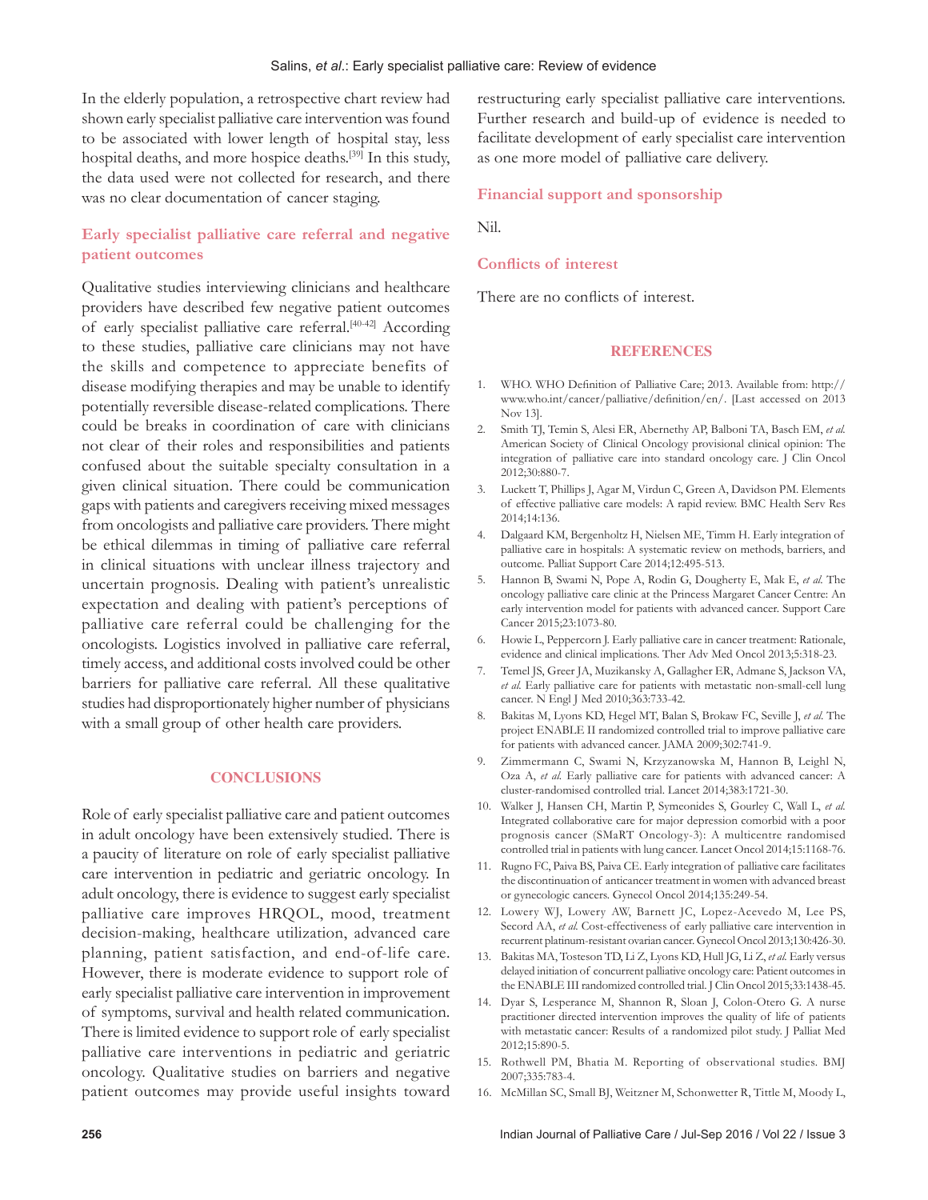In the elderly population, a retrospective chart review had shown early specialist palliative care intervention was found to be associated with lower length of hospital stay, less hospital deaths, and more hospice deaths.[39] In this study, the data used were not collected for research, and there was no clear documentation of cancer staging.

### Early specialist palliative care referral and negative patient outcomes

Qualitative studies interviewing clinicians and healthcare providers have described few negative patient outcomes of early specialist palliative care referral.[40-42] According to these studies, palliative care clinicians may not have the skills and competence to appreciate benefits of disease modifying therapies and may be unable to identify potentially reversible disease-related complications. There could be breaks in coordination of care with clinicians not clear of their roles and responsibilities and patients confused about the suitable specialty consultation in a given clinical situation. There could be communication gaps with patients and caregivers receiving mixed messages from oncologists and palliative care providers. There might be ethical dilemmas in timing of palliative care referral in clinical situations with unclear illness trajectory and uncertain prognosis. Dealing with patient's unrealistic expectation and dealing with patient's perceptions of palliative care referral could be challenging for the oncologists. Logistics involved in palliative care referral, timely access, and additional costs involved could be other barriers for palliative care referral. All these qualitative studies had disproportionately higher number of physicians with a small group of other health care providers.

## CONCLUSIONS

Role of early specialist palliative care and patient outcomes in adult oncology have been extensively studied. There is a paucity of literature on role of early specialist palliative care intervention in pediatric and geriatric oncology. In adult oncology, there is evidence to suggest early specialist palliative care improves HRQOL, mood, treatment decision-making, healthcare utilization, advanced care planning, patient satisfaction, and end-of-life care. However, there is moderate evidence to support role of early specialist palliative care intervention in improvement of symptoms, survival and health related communication. There is limited evidence to support role of early specialist palliative care interventions in pediatric and geriatric oncology. Qualitative studies on barriers and negative patient outcomes may provide useful insights toward restructuring early specialist palliative care interventions. Further research and build-up of evidence is needed to facilitate development of early specialist care intervention as one more model of palliative care delivery.

### Financial support and sponsorship

Nil.

### Conflicts of interest

There are no conflicts of interest.

## REFERENCES

1. WHO. WHO Definition of Palliative Care; 2013. Available from: http://www.who.int/cancer/palliative/definition/en/. [Last accessed on 2013 Nov 13].
2. Smith TJ, Temin S, Alesi ER, Abernethy AP, Balboni TA, Basch EM, *et al.* American Society of Clinical Oncology provisional clinical opinion: The integration of palliative care into standard oncology care. J Clin Oncol 2012;30:880-7.
3. Luckett T, Phillips J, Agar M, Virdun C, Green A, Davidson PM. Elements of effective palliative care models: A rapid review. BMC Health Serv Res 2014;14:136.
4. Dalgaard KM, Bergenholtz H, Nielsen ME, Timm H. Early integration of palliative care in hospitals: A systematic review on methods, barriers, and outcome. Palliat Support Care 2014;12:495-513.
5. Hannon B, Swami N, Pope A, Rodin G, Dougherty E, Mak E, *et al.* The oncology palliative care clinic at the Princess Margaret Cancer Centre: An early intervention model for patients with advanced cancer. Support Care Cancer 2015;23:1073-80.
6. Howie L, Peppercorn J. Early palliative care in cancer treatment: Rationale, evidence and clinical implications. Ther Adv Med Oncol 2013;5:318-23.
7. Temel JS, Greer JA, Muzikansky A, Gallagher ER, Admane S, Jackson VA, *et al.* Early palliative care for patients with metastatic non-small-cell lung cancer. N Engl J Med 2010;363:733-42.
8. Bakitas M, Lyons KD, Hegel MT, Balan S, Brokaw FC, Seville J, *et al.* The project ENABLE II randomized controlled trial to improve palliative care for patients with advanced cancer. JAMA 2009;302:741-9.
9. Zimmermann C, Swami N, Krzyzanowska M, Hannon B, Leighl N, Oza A, *et al.* Early palliative care for patients with advanced cancer: A cluster-randomised controlled trial. Lancet 2014;383:1721-30.
10. Walker J, Hansen CH, Martin P, Symeonides S, Gourley C, Wall L, *et al.* Integrated collaborative care for major depression comorbid with a poor prognosis cancer (SMaRT Oncology-3): A multicentre randomised controlled trial in patients with lung cancer. Lancet Oncol 2014;15:1168-76.
11. Rugno FC, Paiva BS, Paiva CE. Early integration of palliative care facilitates the discontinuation of anticancer treatment in women with advanced breast or gynecologic cancers. Gynecol Oncol 2014;135:249-54.
12. Lowery WJ, Lowery AW, Barnett JC, Lopez-Acevedo M, Lee PS, Secord AA, *et al.* Cost-effectiveness of early palliative care intervention in recurrent platinum-resistant ovarian cancer. Gynecol Oncol 2013;130:426-30.
13. Bakitas MA, Tosteson TD, Li Z, Lyons KD, Hull JG, Li Z, *et al.* Early versus delayed initiation of concurrent palliative oncology care: Patient outcomes in the ENABLE III randomized controlled trial. J Clin Oncol 2015;33:1438-45.
14. Dyar S, Lesperance M, Shannon R, Sloan J, Colon-Otero G. A nurse practitioner directed intervention improves the quality of life of patients with metastatic cancer: Results of a randomized pilot study. J Palliat Med 2012;15:890-5.
15. Rothwell PM, Bhatia M. Reporting of observational studies. BMJ 2007;335:783-4.
16. McMillan SC, Small BJ, Weitzner M, Schonwetter R, Tittle M, Moody L,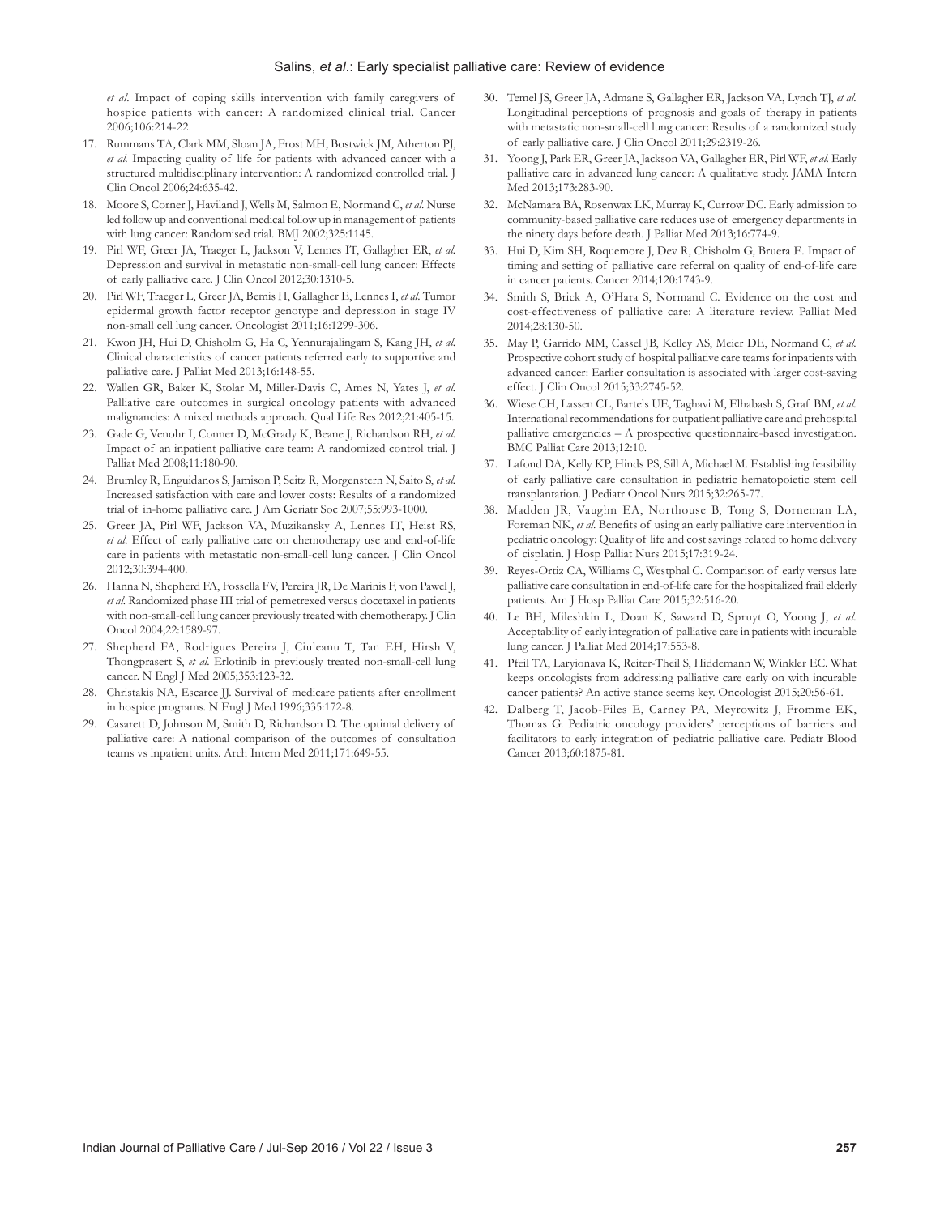*et al*. Impact of coping skills intervention with family caregivers of hospice patients with cancer: A randomized clinical trial. Cancer 2006;106:214-22.

17. Rummans TA, Clark MM, Sloan JA, Frost MH, Bostwick JM, Atherton PJ, *et al*. Impacting quality of life for patients with advanced cancer with a structured multidisciplinary intervention: A randomized controlled trial. J Clin Oncol 2006;24:635-42.
18. Moore S, Corner J, Haviland J, Wells M, Salmon E, Normand C, *et al*. Nurse led follow up and conventional medical follow up in management of patients with lung cancer: Randomised trial. BMJ 2002;325:1145.
19. Pirl WF, Greer JA, Traeger L, Jackson V, Lennes IT, Gallagher ER, *et al*. Depression and survival in metastatic non-small-cell lung cancer: Effects of early palliative care. J Clin Oncol 2012;30:1310-5.
20. Pirl WF, Traeger L, Greer JA, Bemis H, Gallagher E, Lennes I, *et al*. Tumor epidermal growth factor receptor genotype and depression in stage IV non-small cell lung cancer. Oncologist 2011;16:1299-306.
21. Kwon JH, Hui D, Chisholm G, Ha C, Yennurajalingam S, Kang JH, *et al*. Clinical characteristics of cancer patients referred early to supportive and palliative care. J Palliat Med 2013;16:148-55.
22. Wallen GR, Baker K, Stolar M, Miller-Davis C, Ames N, Yates J, *et al*. Palliative care outcomes in surgical oncology patients with advanced malignancies: A mixed methods approach. Qual Life Res 2012;21:405-15.
23. Gade G, Venohr I, Conner D, McGrady K, Beane J, Richardson RH, *et al*. Impact of an inpatient palliative care team: A randomized control trial. J Palliat Med 2008;11:180-90.
24. Brumley R, Enguidanos S, Jamison P, Seitz R, Morgenstern N, Saito S, *et al*. Increased satisfaction with care and lower costs: Results of a randomized trial of in-home palliative care. J Am Geriatr Soc 2007;55:993-1000.
25. Greer JA, Pirl WF, Jackson VA, Muzikansky A, Lennes IT, Heist RS, *et al*. Effect of early palliative care on chemotherapy use and end-of-life care in patients with metastatic non-small-cell lung cancer. J Clin Oncol 2012;30:394-400.
26. Hanna N, Shepherd FA, Fossella FV, Pereira JR, De Marinis F, von Pawel J, *et al*. Randomized phase III trial of pemetrexed versus docetaxel in patients with non-small-cell lung cancer previously treated with chemotherapy. J Clin Oncol 2004;22:1589-97.
27. Shepherd FA, Rodrigues Pereira J, Ciuleanu T, Tan EH, Hirsh V, Thongprasert S, *et al*. Erlotinib in previously treated non-small-cell lung cancer. N Engl J Med 2005;353:123-32.
28. Christakis NA, Escarce JJ. Survival of medicare patients after enrollment in hospice programs. N Engl J Med 1996;335:172-8.
29. Casarett D, Johnson M, Smith D, Richardson D. The optimal delivery of palliative care: A national comparison of the outcomes of consultation teams vs inpatient units. Arch Intern Med 2011;171:649-55.
30. Temel JS, Greer JA, Admane S, Gallagher ER, Jackson VA, Lynch TJ, *et al*. Longitudinal perceptions of prognosis and goals of therapy in patients with metastatic non-small-cell lung cancer: Results of a randomized study of early palliative care. J Clin Oncol 2011;29:2319-26.
31. Yoong J, Park ER, Greer JA, Jackson VA, Gallagher ER, Pirl WF, *et al*. Early palliative care in advanced lung cancer: A qualitative study. JAMA Intern Med 2013;173:283-90.
32. McNamara BA, Rosenwax LK, Murray K, Currow DC. Early admission to community-based palliative care reduces use of emergency departments in the ninety days before death. J Palliat Med 2013;16:774-9.
33. Hui D, Kim SH, Roquemore J, Dev R, Chisholm G, Bruera E. Impact of timing and setting of palliative care referral on quality of end-of-life care in cancer patients. Cancer 2014;120:1743-9.
34. Smith S, Brick A, O'Hara S, Normand C. Evidence on the cost and cost-effectiveness of palliative care: A literature review. Palliat Med 2014;28:130-50.
35. May P, Garrido MM, Cassel JB, Kelley AS, Meier DE, Normand C, *et al*. Prospective cohort study of hospital palliative care teams for inpatients with advanced cancer: Earlier consultation is associated with larger cost-saving effect. J Clin Oncol 2015;33:2745-52.
36. Wiese CH, Lassen CL, Bartels UE, Taghavi M, Elhabash S, Graf BM, *et al*. International recommendations for outpatient palliative care and prehospital palliative emergencies – A prospective questionnaire-based investigation. BMC Palliat Care 2013;12:10.
37. Lafond DA, Kelly KP, Hinds PS, Sill A, Michael M. Establishing feasibility of early palliative care consultation in pediatric hematopoietic stem cell transplantation. J Pediatr Oncol Nurs 2015;32:265-77.
38. Madden JR, Vaughn EA, Northouse B, Tong S, Dorneman LA, Foreman NK, *et al*. Benefits of using an early palliative care intervention in pediatric oncology: Quality of life and cost savings related to home delivery of cisplatin. J Hosp Palliat Nurs 2015;17:319-24.
39. Reyes-Ortiz CA, Williams C, Westphal C. Comparison of early versus late palliative care consultation in end-of-life care for the hospitalized frail elderly patients. Am J Hosp Palliat Care 2015;32:516-20.
40. Le BH, Mileshkin L, Doan K, Saward D, Spruyt O, Yoong J, *et al*. Acceptability of early integration of palliative care in patients with incurable lung cancer. J Palliat Med 2014;17:553-8.
41. Pfeil TA, Laryionava K, Reiter-Theil S, Hiddemann W, Winkler EC. What keeps oncologists from addressing palliative care early on with incurable cancer patients? An active stance seems key. Oncologist 2015;20:56-61.
42. Dalberg T, Jacob-Files E, Carney PA, Meyrowitz J, Fromme EK, Thomas G. Pediatric oncology providers' perceptions of barriers and facilitators to early integration of pediatric palliative care. Pediatr Blood Cancer 2013;60:1875-81.